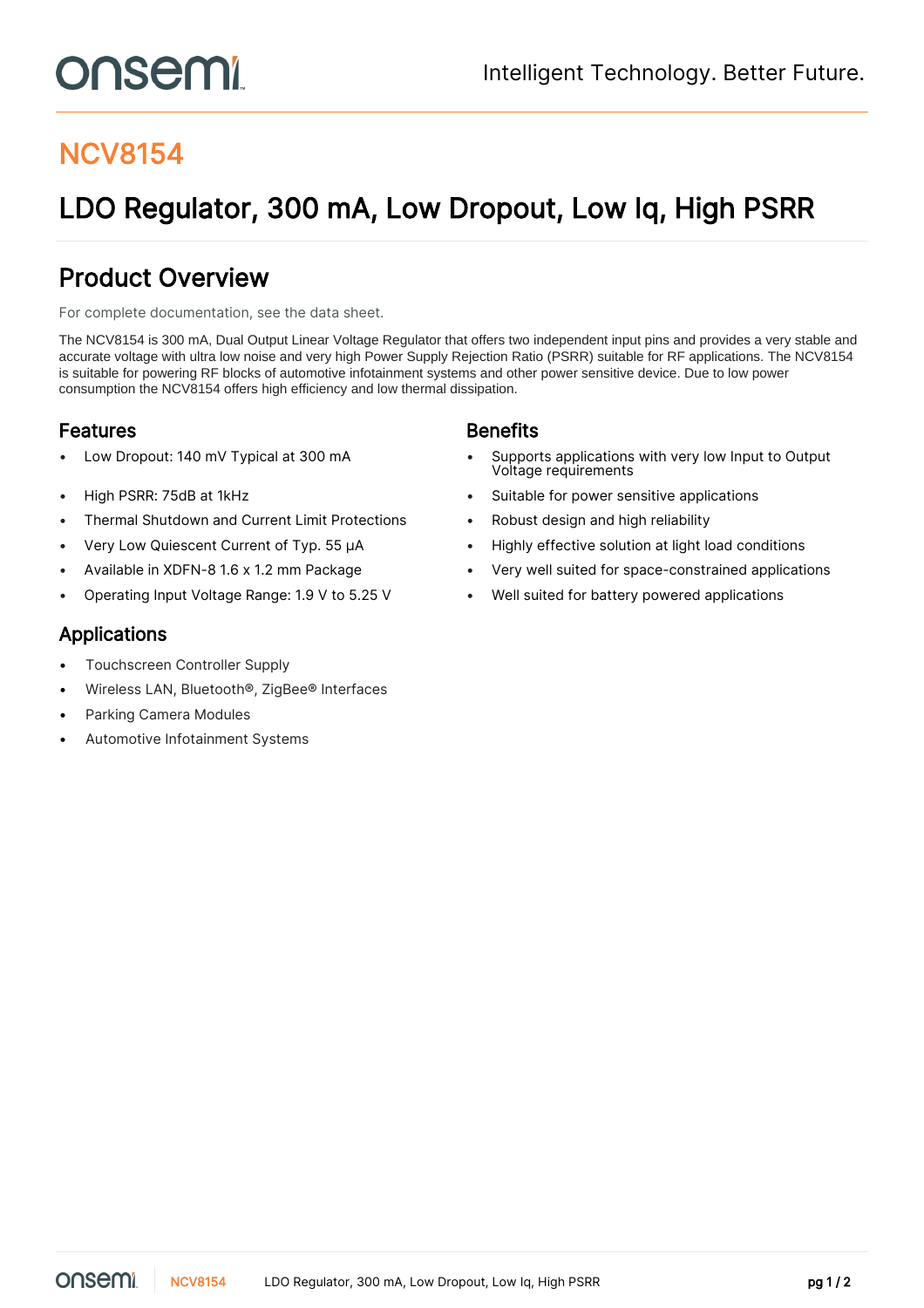# NCV8154

## LDO Regulator, 300 mA, Low Dropout, Low Iq, High PSRR

## Product Overview

For complete documentation, see the data sheet.

The NCV8154 is 300 mA, Dual Output Linear Voltage Regulator that offers two independent input pins and provides a very stable and accurate voltage with ultra low noise and very high Power Supply Rejection Ratio (PSRR) suitable for RF applications. The NCV8154 is suitable for powering RF blocks of automotive infotainment systems and other power sensitive device. Due to low power consumption the NCV8154 offers high efficiency and low thermal dissipation.

### Features

- Low Dropout: 140 mV Typical at 300 mA
- High PSRR: 75dB at 1kHz
- Thermal Shutdown and Current Limit Protections
- Very Low Quiescent Current of Typ. 55 µA
- Available in XDFN-8 1.6 x 1.2 mm Package
- Operating Input Voltage Range: 1.9 V to 5.25 V

### Benefits

- Supports applications with very low Input to Output Voltage requirements
- Suitable for power sensitive applications
- Robust design and high reliability
- Highly effective solution at light load conditions
- Very well suited for space-constrained applications
- Well suited for battery powered applications

### Applications

- Touchscreen Controller Supply
- Wireless LAN, Bluetooth®, ZigBee® Interfaces
- Parking Camera Modules
- Automotive Infotainment Systems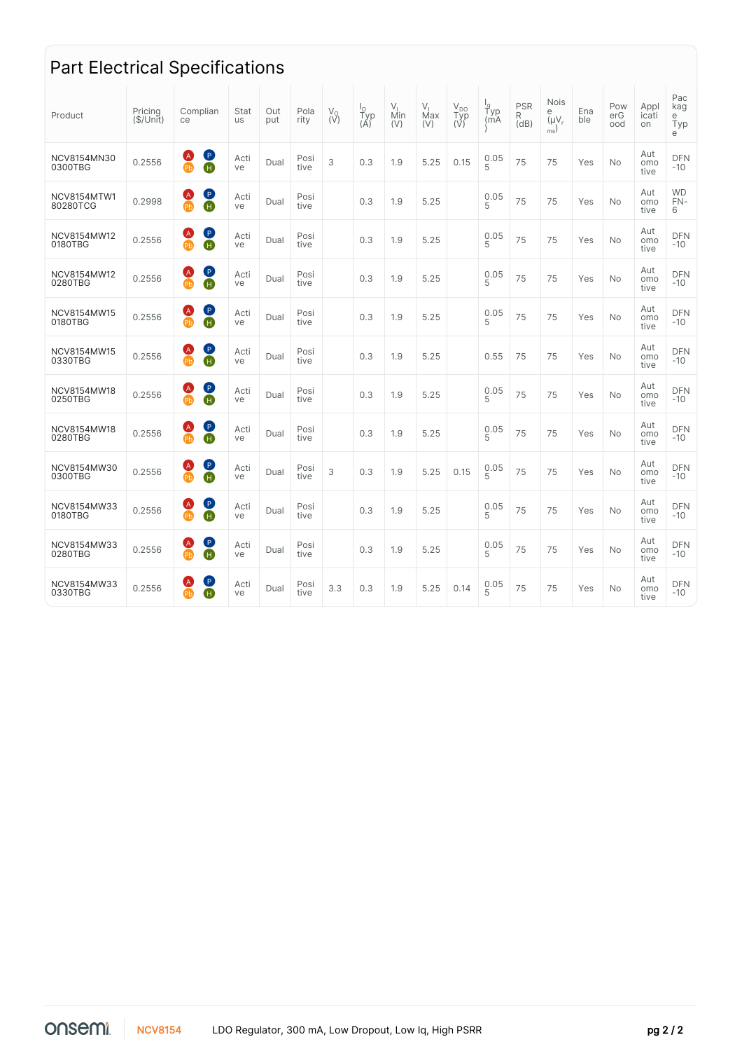# Part Electrical Specifications

| Product | Pricing ($/Unit) | Compliance | Status | Output | Polarity | $V_O$ (V) | $I_O$ Typ (A) | $V_I$ Min (V) | $V_I$ Max (V) | $V_{DO}$ Typ (V) | $I_q$ Typ (mA) | PSRR (dB) | Noise (μV$_{rms}$) | Enable | PowerGood | Application | Package Type |
|---|---|---|---|---|---|---|---|---|---|---|---|---|---|---|---|---|---|
| NCV8154MN300300TBG | 0.2556 | A Pb P H | Active | Dual | Positive | 3 | 0.3 | 1.9 | 5.25 | 0.15 | 0.055 | 75 | 75 | Yes | No | Automotive | DFN-10 |
| NCV8154MTW180280TCG | 0.2998 | A Pb P H | Active | Dual | Positive | | 0.3 | 1.9 | 5.25 | | 0.055 | 75 | 75 | Yes | No | Automotive | WDFN-6 |
| NCV8154MW120180TBG | 0.2556 | A Pb P H | Active | Dual | Positive | | 0.3 | 1.9 | 5.25 | | 0.055 | 75 | 75 | Yes | No | Automotive | DFN-10 |
| NCV8154MW120280TBG | 0.2556 | A Pb P H | Active | Dual | Positive | | 0.3 | 1.9 | 5.25 | | 0.055 | 75 | 75 | Yes | No | Automotive | DFN-10 |
| NCV8154MW150180TBG | 0.2556 | A Pb P H | Active | Dual | Positive | | 0.3 | 1.9 | 5.25 | | 0.055 | 75 | 75 | Yes | No | Automotive | DFN-10 |
| NCV8154MW150330TBG | 0.2556 | A Pb P H | Active | Dual | Positive | | 0.3 | 1.9 | 5.25 | | 0.55 | 75 | 75 | Yes | No | Automotive | DFN-10 |
| NCV8154MW180250TBG | 0.2556 | A Pb P H | Active | Dual | Positive | | 0.3 | 1.9 | 5.25 | | 0.055 | 75 | 75 | Yes | No | Automotive | DFN-10 |
| NCV8154MW180280TBG | 0.2556 | A Pb P H | Active | Dual | Positive | | 0.3 | 1.9 | 5.25 | | 0.055 | 75 | 75 | Yes | No | Automotive | DFN-10 |
| NCV8154MW300300TBG | 0.2556 | A Pb P H | Active | Dual | Positive | 3 | 0.3 | 1.9 | 5.25 | 0.15 | 0.055 | 75 | 75 | Yes | No | Automotive | DFN-10 |
| NCV8154MW330180TBG | 0.2556 | A Pb P H | Active | Dual | Positive | | 0.3 | 1.9 | 5.25 | | 0.055 | 75 | 75 | Yes | No | Automotive | DFN-10 |
| NCV8154MW330280TBG | 0.2556 | A Pb P H | Active | Dual | Positive | | 0.3 | 1.9 | 5.25 | | 0.055 | 75 | 75 | Yes | No | Automotive | DFN-10 |
| NCV8154MW330330TBG | 0.2556 | A Pb P H | Active | Dual | Positive | 3.3 | 0.3 | 1.9 | 5.25 | 0.14 | 0.055 | 75 | 75 | Yes | No | Automotive | DFN-10 |